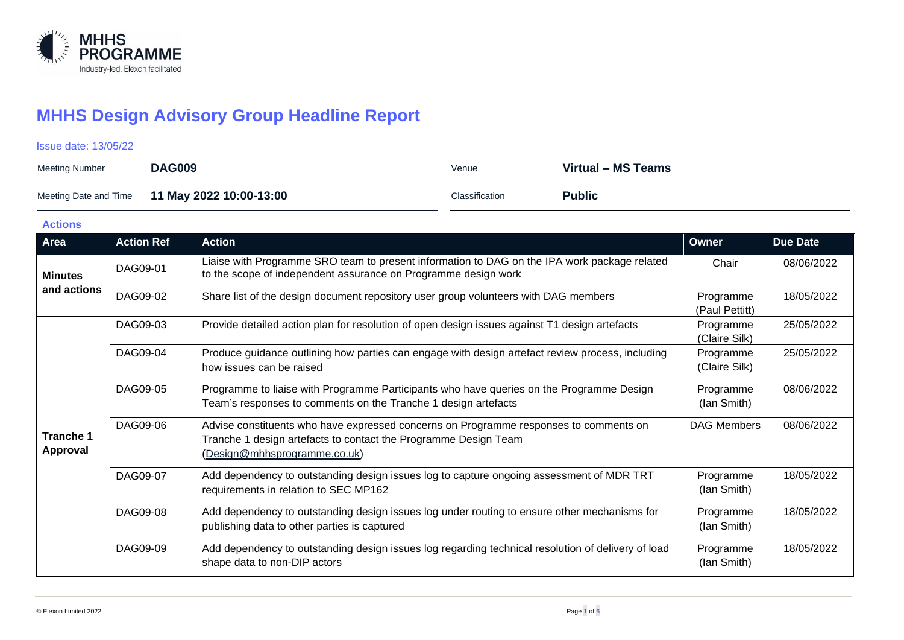# MHHS Design Advisory Group Headline Report

Issue date: 13/05/22

| Meeting Number | DAG009 | Venue | Virtual – MS Teams |
|---|---|---|---|
| Meeting Date and Time | 11 May 2022 10:00-13:00 | Classification | Public |

## Actions

| Area | Action Ref | Action | Owner | Due Date |
|---|---|---|---|---|
| Minutes and actions | DAG09-01 | Liaise with Programme SRO team to present information to DAG on the IPA work package related to the scope of independent assurance on Programme design work | Chair | 08/06/2022 |
| | DAG09-02 | Share list of the design document repository user group volunteers with DAG members | Programme (Paul Pettitt) | 18/05/2022 |
| Tranche 1 Approval | DAG09-03 | Provide detailed action plan for resolution of open design issues against T1 design artefacts | Programme (Claire Silk) | 25/05/2022 |
| | DAG09-04 | Produce guidance outlining how parties can engage with design artefact review process, including how issues can be raised | Programme (Claire Silk) | 25/05/2022 |
| | DAG09-05 | Programme to liaise with Programme Participants who have queries on the Programme Design Team's responses to comments on the Tranche 1 design artefacts | Programme (Ian Smith) | 08/06/2022 |
| | DAG09-06 | Advise constituents who have expressed concerns on Programme responses to comments on Tranche 1 design artefacts to contact the Programme Design Team (Design@mhhsprogramme.co.uk) | DAG Members | 08/06/2022 |
| | DAG09-07 | Add dependency to outstanding design issues log to capture ongoing assessment of MDR TRT requirements in relation to SEC MP162 | Programme (Ian Smith) | 18/05/2022 |
| | DAG09-08 | Add dependency to outstanding design issues log under routing to ensure other mechanisms for publishing data to other parties is captured | Programme (Ian Smith) | 18/05/2022 |
| | DAG09-09 | Add dependency to outstanding design issues log regarding technical resolution of delivery of load shape data to non-DIP actors | Programme (Ian Smith) | 18/05/2022 |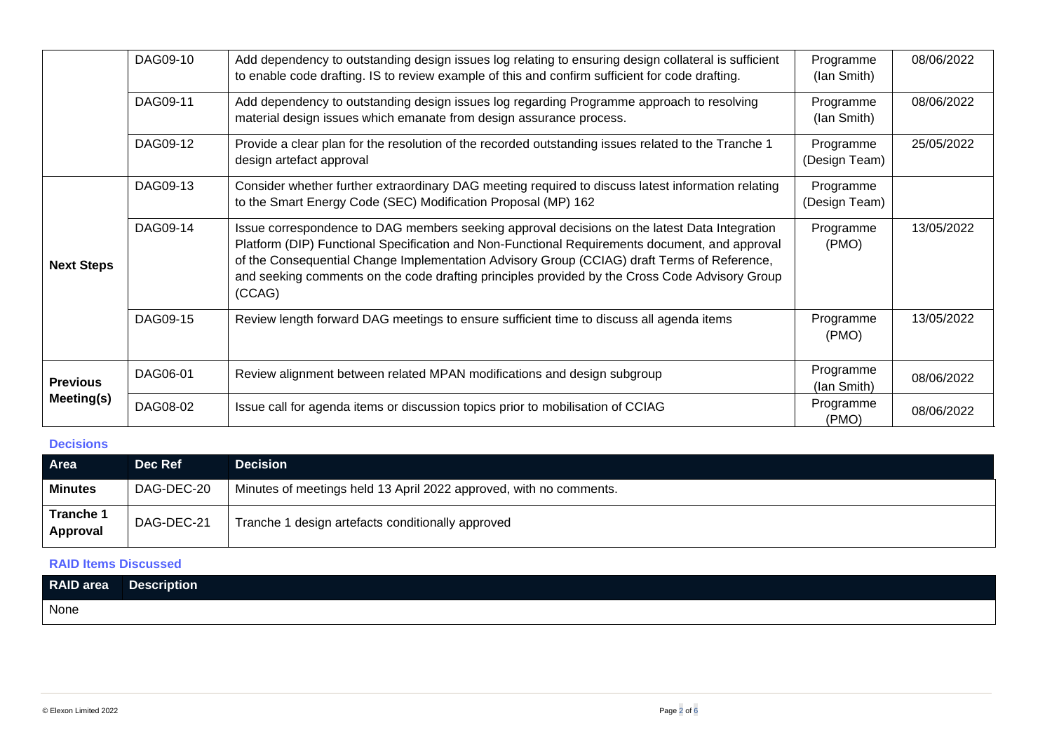| | | | | |
|---|---|---|---|---|
| | DAG09-10 | Add dependency to outstanding design issues log relating to ensuring design collateral is sufficient to enable code drafting. IS to review example of this and confirm sufficient for code drafting. | Programme (Ian Smith) | 08/06/2022 |
| | DAG09-11 | Add dependency to outstanding design issues log regarding Programme approach to resolving material design issues which emanate from design assurance process. | Programme (Ian Smith) | 08/06/2022 |
| | DAG09-12 | Provide a clear plan for the resolution of the recorded outstanding issues related to the Tranche 1 design artefact approval | Programme (Design Team) | 25/05/2022 |
| **Next Steps** | DAG09-13 | Consider whether further extraordinary DAG meeting required to discuss latest information relating to the Smart Energy Code (SEC) Modification Proposal (MP) 162 | Programme (Design Team) | |
| | DAG09-14 | Issue correspondence to DAG members seeking approval decisions on the latest Data Integration Platform (DIP) Functional Specification and Non-Functional Requirements document, and approval of the Consequential Change Implementation Advisory Group (CCIAG) draft Terms of Reference, and seeking comments on the code drafting principles provided by the Cross Code Advisory Group (CCAG) | Programme (PMO) | 13/05/2022 |
| | DAG09-15 | Review length forward DAG meetings to ensure sufficient time to discuss all agenda items | Programme (PMO) | 13/05/2022 |
| **Previous Meeting(s)** | DAG06-01 | Review alignment between related MPAN modifications and design subgroup | Programme (Ian Smith) | 08/06/2022 |
| | DAG08-02 | Issue call for agenda items or discussion topics prior to mobilisation of CCIAG | Programme (PMO) | 08/06/2022 |

### Decisions

| Area | Dec Ref | Decision |
|---|---|---|
| **Minutes** | DAG-DEC-20 | Minutes of meetings held 13 April 2022 approved, with no comments. |
| **Tranche 1 Approval** | DAG-DEC-21 | Tranche 1 design artefacts conditionally approved |

### RAID Items Discussed

| RAID area | Description |
|---|---|
| None | |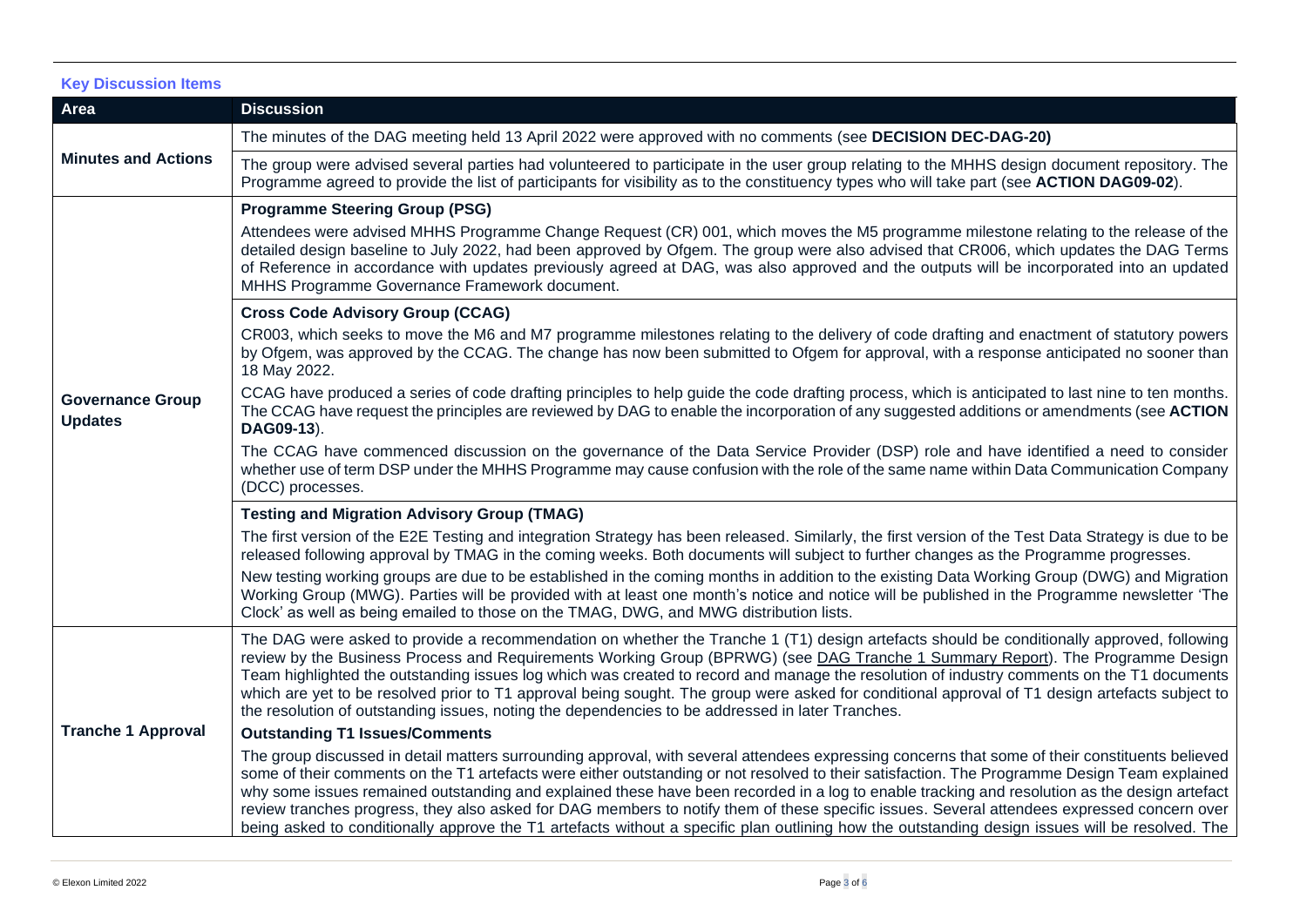### Key Discussion Items

| Area | Discussion |
|---|---|
| **Minutes and Actions** | The minutes of the DAG meeting held 13 April 2022 were approved with no comments (see **DECISION DEC-DAG-20)** |
| | The group were advised several parties had volunteered to participate in the user group relating to the MHHS design document repository. The Programme agreed to provide the list of participants for visibility as to the constituency types who will take part (see **ACTION DAG09-02**). |
| **Governance Group Updates** | **Programme Steering Group (PSG)**<br>Attendees were advised MHHS Programme Change Request (CR) 001, which moves the M5 programme milestone relating to the release of the detailed design baseline to July 2022, had been approved by Ofgem. The group were also advised that CR006, which updates the DAG Terms of Reference in accordance with updates previously agreed at DAG, was also approved and the outputs will be incorporated into an updated MHHS Programme Governance Framework document. |
| | **Cross Code Advisory Group (CCAG)**<br>CR003, which seeks to move the M6 and M7 programme milestones relating to the delivery of code drafting and enactment of statutory powers by Ofgem, was approved by the CCAG. The change has now been submitted to Ofgem for approval, with a response anticipated no sooner than 18 May 2022.<br>CCAG have produced a series of code drafting principles to help guide the code drafting process, which is anticipated to last nine to ten months. The CCAG have request the principles are reviewed by DAG to enable the incorporation of any suggested additions or amendments (see **ACTION DAG09-13**).<br>The CCAG have commenced discussion on the governance of the Data Service Provider (DSP) role and have identified a need to consider whether use of term DSP under the MHHS Programme may cause confusion with the role of the same name within Data Communication Company (DCC) processes. |
| | **Testing and Migration Advisory Group (TMAG)**<br>The first version of the E2E Testing and integration Strategy has been released. Similarly, the first version of the Test Data Strategy is due to be released following approval by TMAG in the coming weeks. Both documents will subject to further changes as the Programme progresses.<br>New testing working groups are due to be established in the coming months in addition to the existing Data Working Group (DWG) and Migration Working Group (MWG). Parties will be provided with at least one month's notice and notice will be published in the Programme newsletter 'The Clock' as well as being emailed to those on the TMAG, DWG, and MWG distribution lists. |
| **Tranche 1 Approval** | The DAG were asked to provide a recommendation on whether the Tranche 1 (T1) design artefacts should be conditionally approved, following review by the Business Process and Requirements Working Group (BPRWG) (see DAG Tranche 1 Summary Report). The Programme Design Team highlighted the outstanding issues log which was created to record and manage the resolution of industry comments on the T1 documents which are yet to be resolved prior to T1 approval being sought. The group were asked for conditional approval of T1 design artefacts subject to the resolution of outstanding issues, noting the dependencies to be addressed in later Tranches.<br>**Outstanding T1 Issues/Comments**<br>The group discussed in detail matters surrounding approval, with several attendees expressing concerns that some of their constituents believed some of their comments on the T1 artefacts were either outstanding or not resolved to their satisfaction. The Programme Design Team explained why some issues remained outstanding and explained these have been recorded in a log to enable tracking and resolution as the design artefact review tranches progress, they also asked for DAG members to notify them of these specific issues. Several attendees expressed concern over being asked to conditionally approve the T1 artefacts without a specific plan outlining how the outstanding design issues will be resolved. The |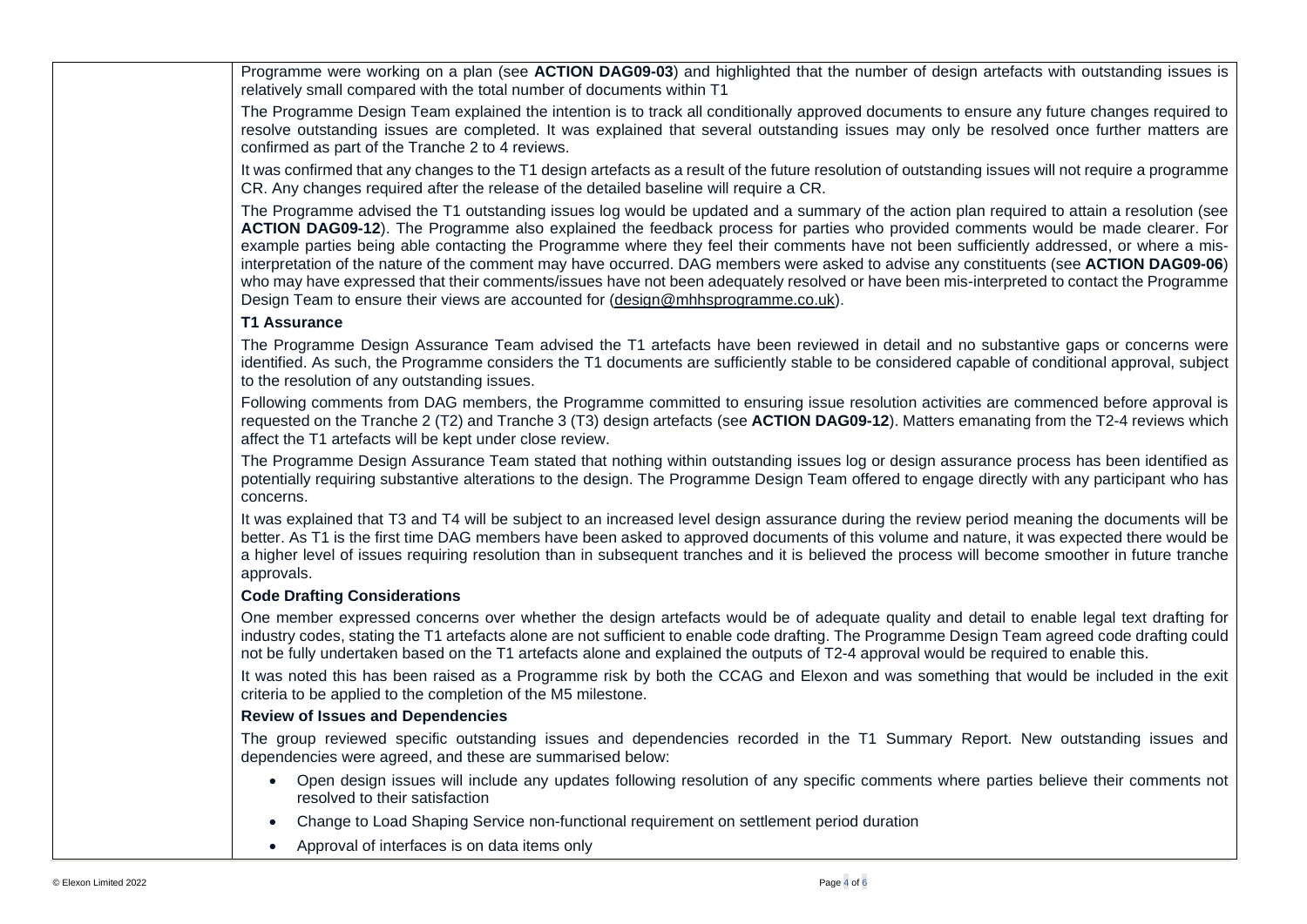| | |
|---|---|
| | Programme were working on a plan (see **ACTION DAG09-03**) and highlighted that the number of design artefacts with outstanding issues is relatively small compared with the total number of documents within T1<br><br>The Programme Design Team explained the intention is to track all conditionally approved documents to ensure any future changes required to resolve outstanding issues are completed. It was explained that several outstanding issues may only be resolved once further matters are confirmed as part of the Tranche 2 to 4 reviews.<br><br>It was confirmed that any changes to the T1 design artefacts as a result of the future resolution of outstanding issues will not require a programme CR. Any changes required after the release of the detailed baseline will require a CR.<br><br>The Programme advised the T1 outstanding issues log would be updated and a summary of the action plan required to attain a resolution (see **ACTION DAG09-12**). The Programme also explained the feedback process for parties who provided comments would be made clearer. For example parties being able contacting the Programme where they feel their comments have not been sufficiently addressed, or where a mis-interpretation of the nature of the comment may have occurred. DAG members were asked to advise any constituents (see **ACTION DAG09-06**) who may have expressed that their comments/issues have not been adequately resolved or have been mis-interpreted to contact the Programme Design Team to ensure their views are accounted for (design@mhhsprogramme.co.uk).<br><br>**T1 Assurance**<br><br>The Programme Design Assurance Team advised the T1 artefacts have been reviewed in detail and no substantive gaps or concerns were identified. As such, the Programme considers the T1 documents are sufficiently stable to be considered capable of conditional approval, subject to the resolution of any outstanding issues.<br><br>Following comments from DAG members, the Programme committed to ensuring issue resolution activities are commenced before approval is requested on the Tranche 2 (T2) and Tranche 3 (T3) design artefacts (see **ACTION DAG09-12**). Matters emanating from the T2-4 reviews which affect the T1 artefacts will be kept under close review.<br><br>The Programme Design Assurance Team stated that nothing within outstanding issues log or design assurance process has been identified as potentially requiring substantive alterations to the design. The Programme Design Team offered to engage directly with any participant who has concerns.<br><br>It was explained that T3 and T4 will be subject to an increased level design assurance during the review period meaning the documents will be better. As T1 is the first time DAG members have been asked to approved documents of this volume and nature, it was expected there would be a higher level of issues requiring resolution than in subsequent tranches and it is believed the process will become smoother in future tranche approvals.<br><br>**Code Drafting Considerations**<br><br>One member expressed concerns over whether the design artefacts would be of adequate quality and detail to enable legal text drafting for industry codes, stating the T1 artefacts alone are not sufficient to enable code drafting. The Programme Design Team agreed code drafting could not be fully undertaken based on the T1 artefacts alone and explained the outputs of T2-4 approval would be required to enable this.<br><br>It was noted this has been raised as a Programme risk by both the CCAG and Elexon and was something that would be included in the exit criteria to be applied to the completion of the M5 milestone.<br><br>**Review of Issues and Dependencies**<br><br>The group reviewed specific outstanding issues and dependencies recorded in the T1 Summary Report. New outstanding issues and dependencies were agreed, and these are summarised below:<br><br>• Open design issues will include any updates following resolution of any specific comments where parties believe their comments not resolved to their satisfaction<br>• Change to Load Shaping Service non-functional requirement on settlement period duration<br>• Approval of interfaces is on data items only |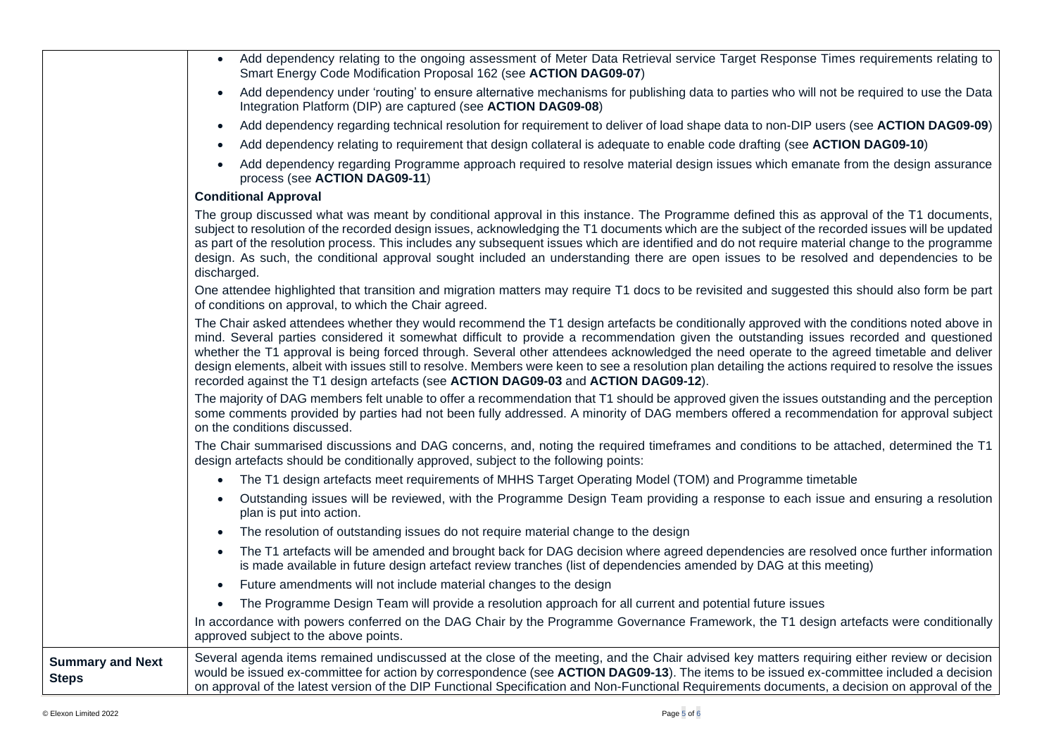| | |
|---|---|
| | • Add dependency relating to the ongoing assessment of Meter Data Retrieval service Target Response Times requirements relating to Smart Energy Code Modification Proposal 162 (see **ACTION DAG09-07**)<br>• Add dependency under 'routing' to ensure alternative mechanisms for publishing data to parties who will not be required to use the Data Integration Platform (DIP) are captured (see **ACTION DAG09-08**)<br>• Add dependency regarding technical resolution for requirement to deliver of load shape data to non-DIP users (see **ACTION DAG09-09**)<br>• Add dependency relating to requirement that design collateral is adequate to enable code drafting (see **ACTION DAG09-10**)<br>• Add dependency regarding Programme approach required to resolve material design issues which emanate from the design assurance process (see **ACTION DAG09-11**)<br><br>**Conditional Approval**<br><br>The group discussed what was meant by conditional approval in this instance. The Programme defined this as approval of the T1 documents, subject to resolution of the recorded design issues, acknowledging the T1 documents which are the subject of the recorded issues will be updated as part of the resolution process. This includes any subsequent issues which are identified and do not require material change to the programme design. As such, the conditional approval sought included an understanding there are open issues to be resolved and dependencies to be discharged.<br><br>One attendee highlighted that transition and migration matters may require T1 docs to be revisited and suggested this should also form be part of conditions on approval, to which the Chair agreed.<br><br>The Chair asked attendees whether they would recommend the T1 design artefacts be conditionally approved with the conditions noted above in mind. Several parties considered it somewhat difficult to provide a recommendation given the outstanding issues recorded and questioned whether the T1 approval is being forced through. Several other attendees acknowledged the need operate to the agreed timetable and deliver design elements, albeit with issues still to resolve. Members were keen to see a resolution plan detailing the actions required to resolve the issues recorded against the T1 design artefacts (see **ACTION DAG09-03** and **ACTION DAG09-12**).<br><br>The majority of DAG members felt unable to offer a recommendation that T1 should be approved given the issues outstanding and the perception some comments provided by parties had not been fully addressed. A minority of DAG members offered a recommendation for approval subject on the conditions discussed.<br><br>The Chair summarised discussions and DAG concerns, and, noting the required timeframes and conditions to be attached, determined the T1 design artefacts should be conditionally approved, subject to the following points:<br><br>• The T1 design artefacts meet requirements of MHHS Target Operating Model (TOM) and Programme timetable<br>• Outstanding issues will be reviewed, with the Programme Design Team providing a response to each issue and ensuring a resolution plan is put into action.<br>• The resolution of outstanding issues do not require material change to the design<br>• The T1 artefacts will be amended and brought back for DAG decision where agreed dependencies are resolved once further information is made available in future design artefact review tranches (list of dependencies amended by DAG at this meeting)<br>• Future amendments will not include material changes to the design<br>• The Programme Design Team will provide a resolution approach for all current and potential future issues<br><br>In accordance with powers conferred on the DAG Chair by the Programme Governance Framework, the T1 design artefacts were conditionally approved subject to the above points. |
| **Summary and Next Steps** | Several agenda items remained undiscussed at the close of the meeting, and the Chair advised key matters requiring either review or decision would be issued ex-committee for action by correspondence (see **ACTION DAG09-13**). The items to be issued ex-committee included a decision on approval of the latest version of the DIP Functional Specification and Non-Functional Requirements documents, a decision on approval of the |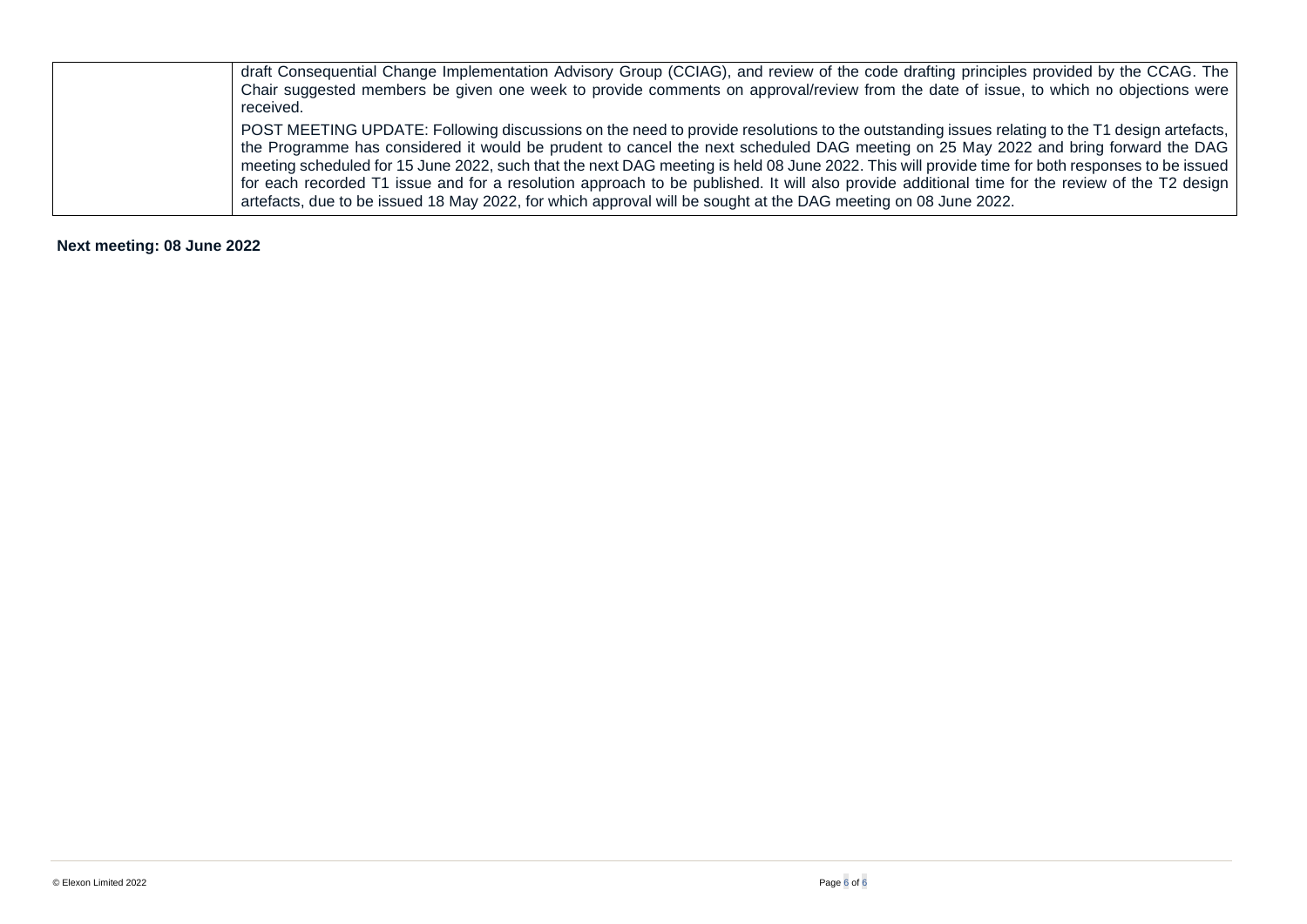| | |
|---|---|
| | draft Consequential Change Implementation Advisory Group (CCIAG), and review of the code drafting principles provided by the CCAG. The Chair suggested members be given one week to provide comments on approval/review from the date of issue, to which no objections were received.<br><br>POST MEETING UPDATE: Following discussions on the need to provide resolutions to the outstanding issues relating to the T1 design artefacts, the Programme has considered it would be prudent to cancel the next scheduled DAG meeting on 25 May 2022 and bring forward the DAG meeting scheduled for 15 June 2022, such that the next DAG meeting is held 08 June 2022. This will provide time for both responses to be issued for each recorded T1 issue and for a resolution approach to be published. It will also provide additional time for the review of the T2 design artefacts, due to be issued 18 May 2022, for which approval will be sought at the DAG meeting on 08 June 2022. |

**Next meeting: 08 June 2022**